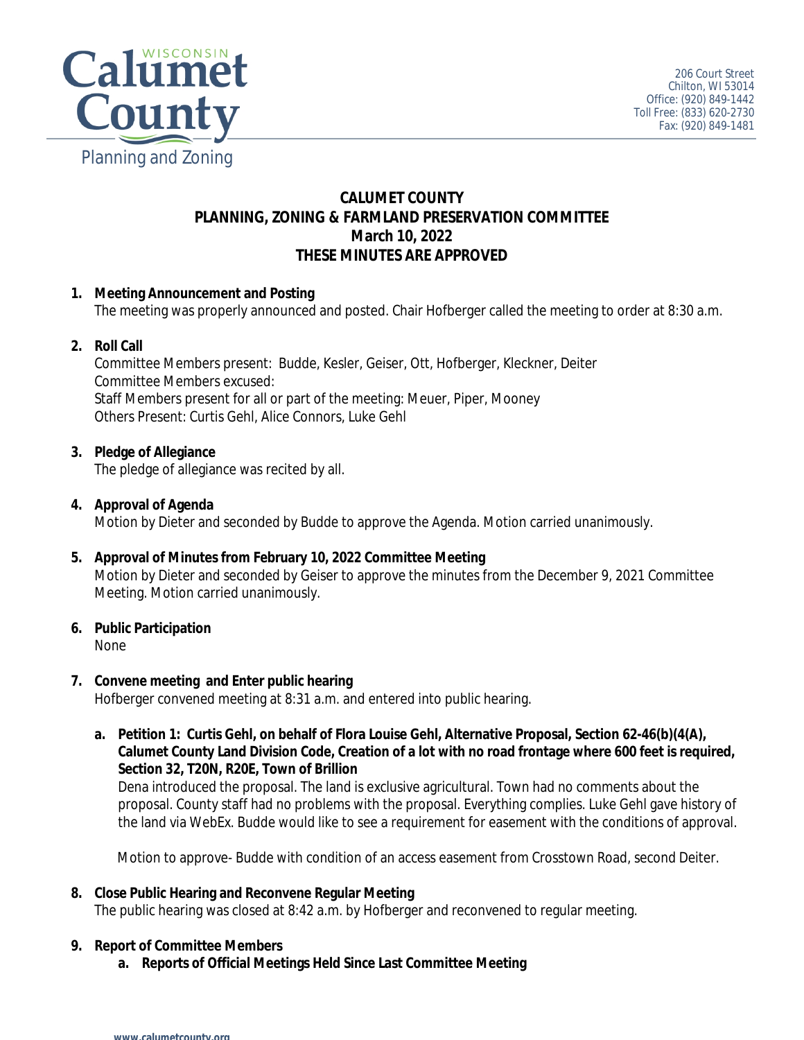Calumet County Planning and Zoning

206 Court Street
Chilton, WI 53014
Office: (920) 849-1442
Toll Free: (833) 620-2730
Fax: (920) 849-1481

# CALUMET COUNTY
## PLANNING, ZONING & FARMLAND PRESERVATION COMMITTEE
## March 10, 2022
## THESE MINUTES ARE APPROVED

1. **Meeting Announcement and Posting**
   The meeting was properly announced and posted. Chair Hofberger called the meeting to order at 8:30 a.m.

2. **Roll Call**
   Committee Members present: Budde, Kesler, Geiser, Ott, Hofberger, Kleckner, Deiter
   Committee Members excused:
   Staff Members present for all or part of the meeting: Meuer, Piper, Mooney
   Others Present: Curtis Gehl, Alice Connors, Luke Gehl

3. **Pledge of Allegiance**
   The pledge of allegiance was recited by all.

4. **Approval of Agenda**
   Motion by Dieter and seconded by Budde to approve the Agenda. Motion carried unanimously.

5. **Approval of Minutes from February 10, 2022 Committee Meeting**
   Motion by Dieter and seconded by Geiser to approve the minutes from the December 9, 2021 Committee Meeting. Motion carried unanimously.

6. **Public Participation**
   None

7. **Convene meeting and Enter public hearing**
   Hofberger convened meeting at 8:31 a.m. and entered into public hearing.

   a. **Petition 1: Curtis Gehl, on behalf of Flora Louise Gehl, Alternative Proposal, Section 62-46(b)(4(A), Calumet County Land Division Code, Creation of a lot with no road frontage where 600 feet is required, Section 32, T20N, R20E, Town of Brillion**
   Dena introduced the proposal. The land is exclusive agricultural. Town had no comments about the proposal. County staff had no problems with the proposal. Everything complies. Luke Gehl gave history of the land via WebEx. Budde would like to see a requirement for easement with the conditions of approval.

   Motion to approve- Budde with condition of an access easement from Crosstown Road, second Deiter.

8. **Close Public Hearing and Reconvene Regular Meeting**
   The public hearing was closed at 8:42 a.m. by Hofberger and reconvened to regular meeting.

9. **Report of Committee Members**
   a. **Reports of Official Meetings Held Since Last Committee Meeting**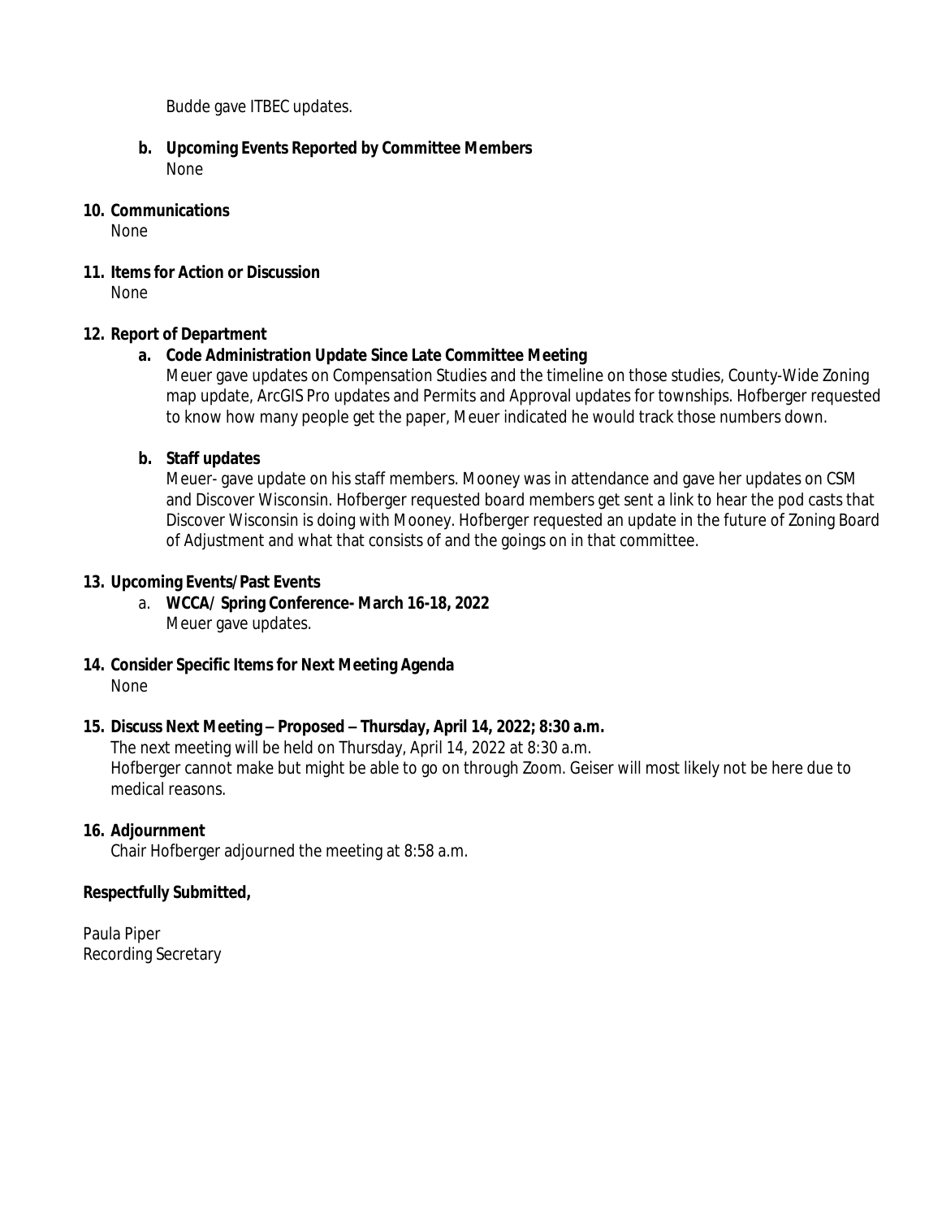Budde gave ITBEC updates.

**b. Upcoming Events Reported by Committee Members**

None

**10. Communications**

None

**11. Items for Action or Discussion**

None

**12. Report of Department**

**a. Code Administration Update Since Late Committee Meeting**

Meuer gave updates on Compensation Studies and the timeline on those studies, County-Wide Zoning map update, ArcGIS Pro updates and Permits and Approval updates for townships. Hofberger requested to know how many people get the paper, Meuer indicated he would track those numbers down.

**b. Staff updates**

Meuer- gave update on his staff members. Mooney was in attendance and gave her updates on CSM and Discover Wisconsin. Hofberger requested board members get sent a link to hear the pod casts that Discover Wisconsin is doing with Mooney. Hofberger requested an update in the future of Zoning Board of Adjustment and what that consists of and the goings on in that committee.

**13. Upcoming Events/Past Events**

a. **WCCA/ Spring Conference- March 16-18, 2022**

Meuer gave updates.

**14. Consider Specific Items for Next Meeting Agenda**

None

**15. Discuss Next Meeting – Proposed – Thursday, April 14, 2022; 8:30 a.m.**

The next meeting will be held on Thursday, April 14, 2022 at 8:30 a.m.
Hofberger cannot make but might be able to go on through Zoom. Geiser will most likely not be here due to medical reasons.

**16. Adjournment**

Chair Hofberger adjourned the meeting at 8:58 a.m.

**Respectfully Submitted,**

Paula Piper
Recording Secretary